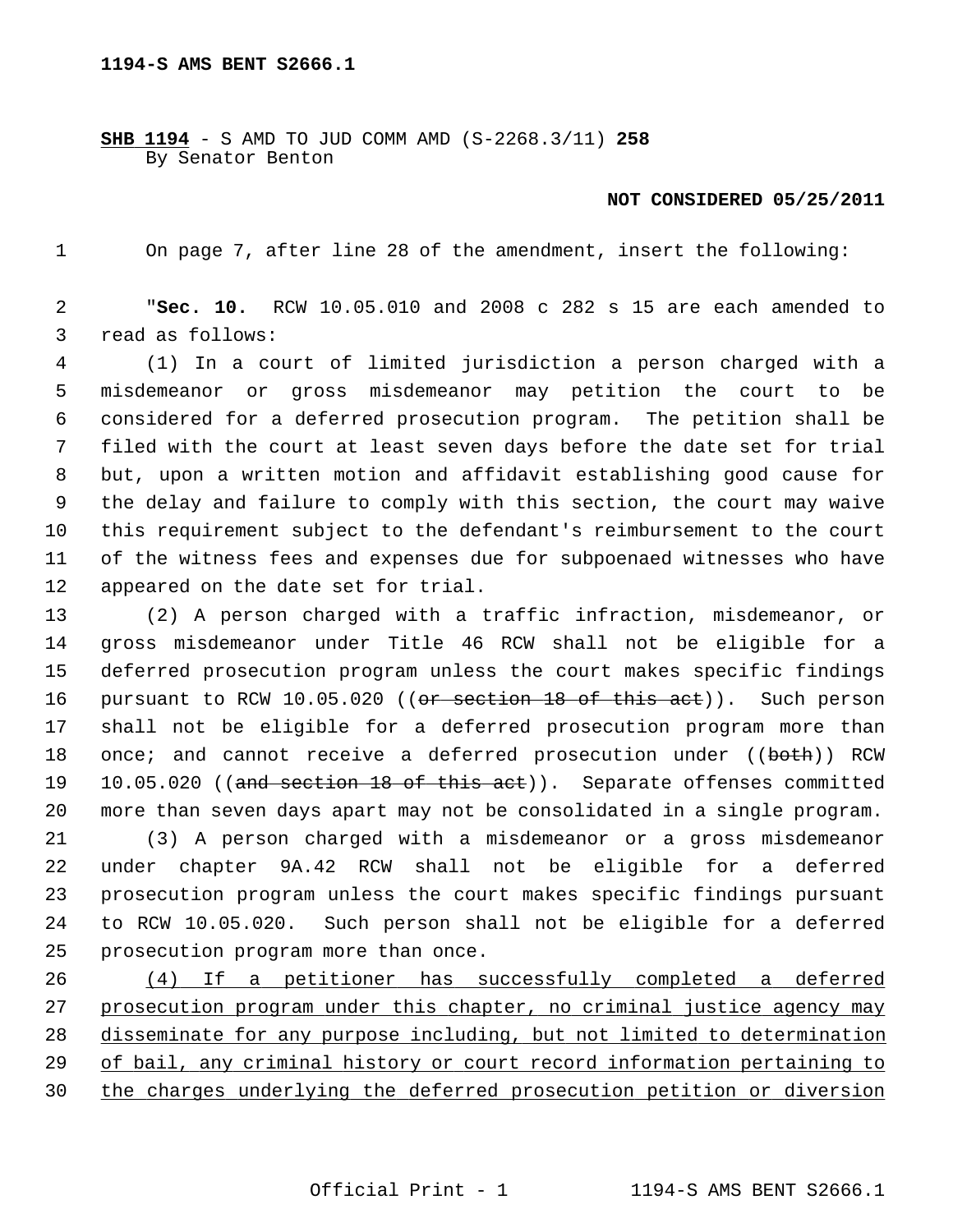1194-S AMS BENT S2666.1

**SHB 1194** - S AMD TO JUD COMM AMD (S-2268.3/11) **258**
By Senator Benton

**NOT CONSIDERED 05/25/2011**

On page 7, after line 28 of the amendment, insert the following:

"**Sec. 10.** RCW 10.05.010 and 2008 c 282 s 15 are each amended to read as follows:

(1) In a court of limited jurisdiction a person charged with a misdemeanor or gross misdemeanor may petition the court to be considered for a deferred prosecution program. The petition shall be filed with the court at least seven days before the date set for trial but, upon a written motion and affidavit establishing good cause for the delay and failure to comply with this section, the court may waive this requirement subject to the defendant's reimbursement to the court of the witness fees and expenses due for subpoenaed witnesses who have appeared on the date set for trial.

(2) A person charged with a traffic infraction, misdemeanor, or gross misdemeanor under Title 46 RCW shall not be eligible for a deferred prosecution program unless the court makes specific findings pursuant to RCW 10.05.020 ((~~or section 18 of this act~~)). Such person shall not be eligible for a deferred prosecution program more than once; and cannot receive a deferred prosecution under ((~~both~~)) RCW 10.05.020 ((~~and section 18 of this act~~)). Separate offenses committed more than seven days apart may not be consolidated in a single program.

(3) A person charged with a misdemeanor or a gross misdemeanor under chapter 9A.42 RCW shall not be eligible for a deferred prosecution program unless the court makes specific findings pursuant to RCW 10.05.020. Such person shall not be eligible for a deferred prosecution program more than once.

<u>(4) If a petitioner has successfully completed a deferred prosecution program under this chapter, no criminal justice agency may disseminate for any purpose including, but not limited to determination of bail, any criminal history or court record information pertaining to the charges underlying the deferred prosecution petition or diversion</u>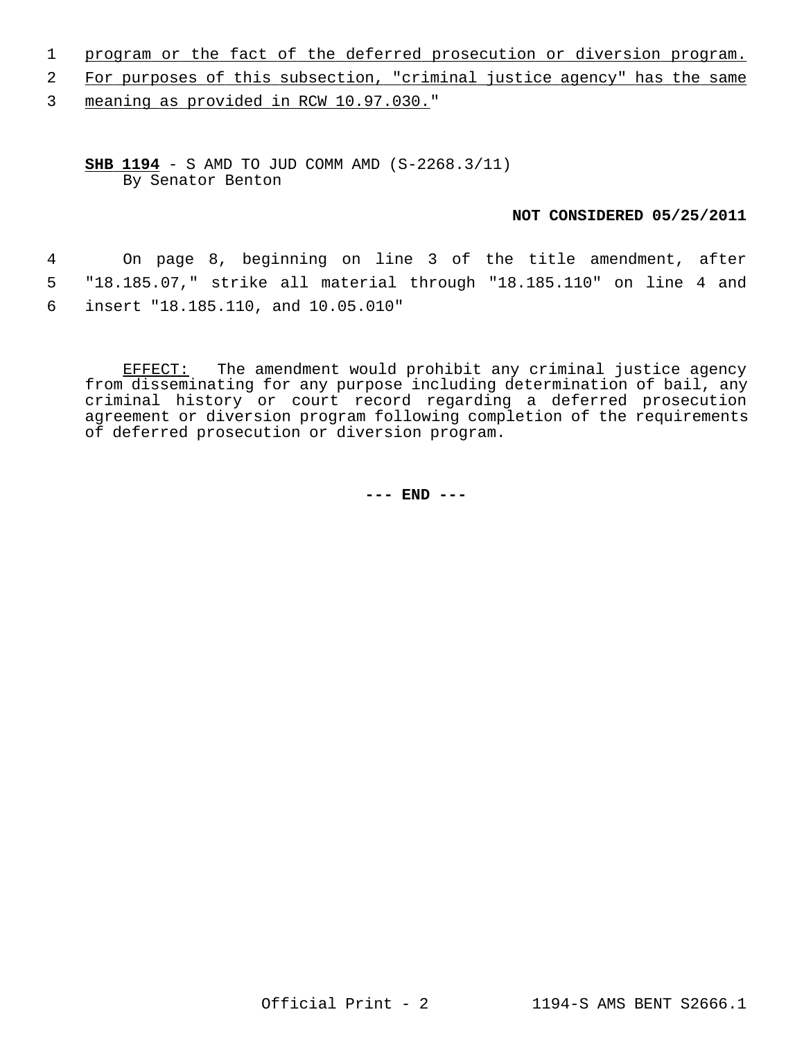program or the fact of the deferred prosecution or diversion program. For purposes of this subsection, "criminal justice agency" has the same meaning as provided in RCW 10.97.030."

**SHB 1194** - S AMD TO JUD COMM AMD (S-2268.3/11)
By Senator Benton

**NOT CONSIDERED 05/25/2011**

On page 8, beginning on line 3 of the title amendment, after "18.185.07," strike all material through "18.185.110" on line 4 and insert "18.185.110, and 10.05.010"

EFFECT: The amendment would prohibit any criminal justice agency from disseminating for any purpose including determination of bail, any criminal history or court record regarding a deferred prosecution agreement or diversion program following completion of the requirements of deferred prosecution or diversion program.

**--- END ---**